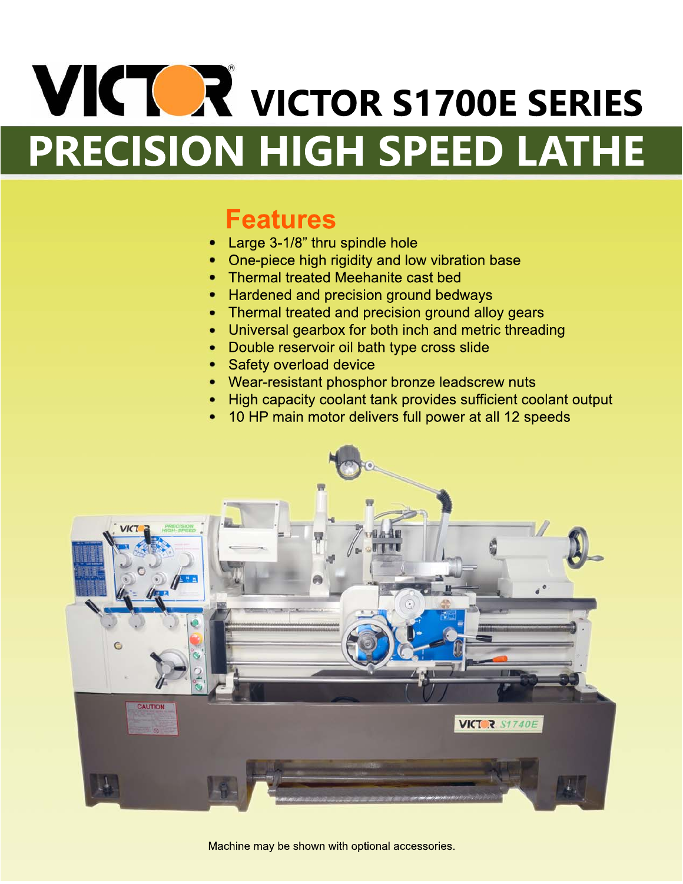# VICTOR S1700E SERIES

# PRECISION HIGH SPEED LATHE

## Features

- Large 3-1/8" thru spindle hole
- One-piece high rigidity and low vibration base
- Thermal treated Meehanite cast bed
- Hardened and precision ground bedways
- Thermal treated and precision ground alloy gears
- Universal gearbox for both inch and metric threading
- Double reservoir oil bath type cross slide
- Safety overload device
- Wear-resistant phosphor bronze leadscrew nuts
- High capacity coolant tank provides sufficient coolant output
- 10 HP main motor delivers full power at all 12 speeds

Machine may be shown with optional accessories.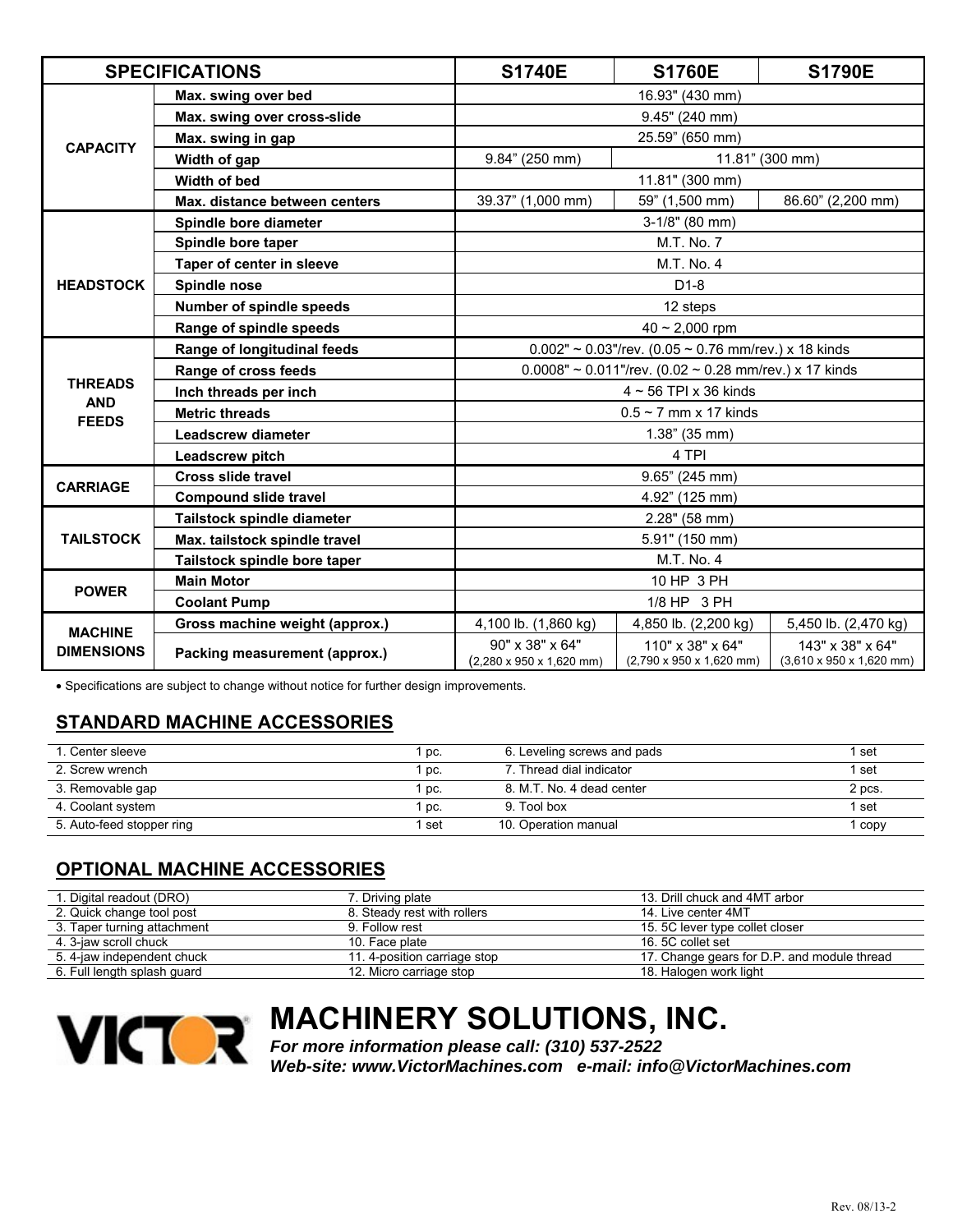| SPECIFICATIONS | | S1740E | S1760E | S1790E |
|---|---|---|---|---|
| CAPACITY | Max. swing over bed | 16.93" (430 mm) | | |
| | Max. swing over cross-slide | 9.45" (240 mm) | | |
| | Max. swing in gap | 25.59" (650 mm) | | |
| | Width of gap | 9.84" (250 mm) | 11.81" (300 mm) | |
| | Width of bed | 11.81" (300 mm) | | |
| | Max. distance between centers | 39.37" (1,000 mm) | 59" (1,500 mm) | 86.60" (2,200 mm) |
| HEADSTOCK | Spindle bore diameter | 3-1/8" (80 mm) | | |
| | Spindle bore taper | M.T. No. 7 | | |
| | Taper of center in sleeve | M.T. No. 4 | | |
| | Spindle nose | D1-8 | | |
| | Number of spindle speeds | 12 steps | | |
| | Range of spindle speeds | 40 ~ 2,000 rpm | | |
| THREADS AND FEEDS | Range of longitudinal feeds | 0.002" ~ 0.03"/rev. (0.05 ~ 0.76 mm/rev.) x 18 kinds | | |
| | Range of cross feeds | 0.0008" ~ 0.011"/rev. (0.02 ~ 0.28 mm/rev.) x 17 kinds | | |
| | Inch threads per inch | 4 ~ 56 TPI x 36 kinds | | |
| | Metric threads | 0.5 ~ 7 mm x 17 kinds | | |
| | Leadscrew diameter | 1.38" (35 mm) | | |
| | Leadscrew pitch | 4 TPI | | |
| CARRIAGE | Cross slide travel | 9.65" (245 mm) | | |
| | Compound slide travel | 4.92" (125 mm) | | |
| TAILSTOCK | Tailstock spindle diameter | 2.28" (58 mm) | | |
| | Max. tailstock spindle travel | 5.91" (150 mm) | | |
| | Tailstock spindle bore taper | M.T. No. 4 | | |
| POWER | Main Motor | 10 HP 3 PH | | |
| | Coolant Pump | 1/8 HP 3 PH | | |
| MACHINE DIMENSIONS | Gross machine weight (approx.) | 4,100 lb. (1,860 kg) | 4,850 lb. (2,200 kg) | 5,450 lb. (2,470 kg) |
| | Packing measurement (approx.) | 90" x 38" x 64" (2,280 x 950 x 1,620 mm) | 110" x 38" x 64" (2,790 x 950 x 1,620 mm) | 143" x 38" x 64" (3,610 x 950 x 1,620 mm) |

- Specifications are subject to change without notice for further design improvements.

## STANDARD MACHINE ACCESSORIES

| | | | |
|---|---|---|---|
| 1. Center sleeve | 1 pc. | 6. Leveling screws and pads | 1 set |
| 2. Screw wrench | 1 pc. | 7. Thread dial indicator | 1 set |
| 3. Removable gap | 1 pc. | 8. M.T. No. 4 dead center | 2 pcs. |
| 4. Coolant system | 1 pc. | 9. Tool box | 1 set |
| 5. Auto-feed stopper ring | 1 set | 10. Operation manual | 1 copy |

## OPTIONAL MACHINE ACCESSORIES

| | | |
|---|---|---|
| 1. Digital readout (DRO) | 7. Driving plate | 13. Drill chuck and 4MT arbor |
| 2. Quick change tool post | 8. Steady rest with rollers | 14. Live center 4MT |
| 3. Taper turning attachment | 9. Follow rest | 15. 5C lever type collet closer |
| 4. 3-jaw scroll chuck | 10. Face plate | 16. 5C collet set |
| 5. 4-jaw independent chuck | 11. 4-position carriage stop | 17. Change gears for D.P. and module thread |
| 6. Full length splash guard | 12. Micro carriage stop | 18. Halogen work light |

VICTOR

# MACHINERY SOLUTIONS, INC.

***For more information please call: (310) 537-2522***

***Web-site: www.VictorMachines.com e-mail: info@VictorMachines.com***

Rev. 08/13-2